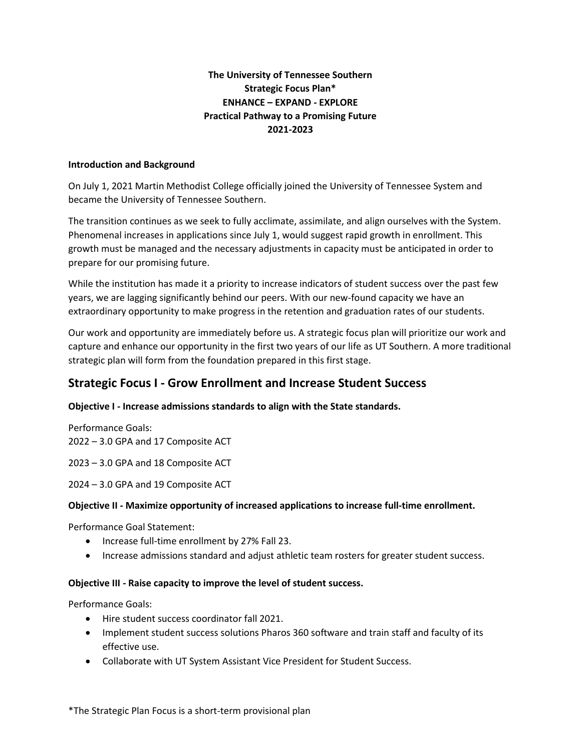# The University of Tennessee Southern
# Strategic Focus Plan*
# ENHANCE – EXPAND - EXPLORE
# Practical Pathway to a Promising Future
# 2021-2023

**Introduction and Background**

On July 1, 2021 Martin Methodist College officially joined the University of Tennessee System and became the University of Tennessee Southern.

The transition continues as we seek to fully acclimate, assimilate, and align ourselves with the System. Phenomenal increases in applications since July 1, would suggest rapid growth in enrollment. This growth must be managed and the necessary adjustments in capacity must be anticipated in order to prepare for our promising future.

While the institution has made it a priority to increase indicators of student success over the past few years, we are lagging significantly behind our peers. With our new-found capacity we have an extraordinary opportunity to make progress in the retention and graduation rates of our students.

Our work and opportunity are immediately before us. A strategic focus plan will prioritize our work and capture and enhance our opportunity in the first two years of our life as UT Southern. A more traditional strategic plan will form from the foundation prepared in this first stage.

## Strategic Focus I - Grow Enrollment and Increase Student Success

**Objective I - Increase admissions standards to align with the State standards.**

Performance Goals:
2022 – 3.0 GPA and 17 Composite ACT

2023 – 3.0 GPA and 18 Composite ACT

2024 – 3.0 GPA and 19 Composite ACT

**Objective II - Maximize opportunity of increased applications to increase full-time enrollment.**

Performance Goal Statement:

- Increase full-time enrollment by 27% Fall 23.
- Increase admissions standard and adjust athletic team rosters for greater student success.

**Objective III - Raise capacity to improve the level of student success.**

Performance Goals:

- Hire student success coordinator fall 2021.
- Implement student success solutions Pharos 360 software and train staff and faculty of its effective use.
- Collaborate with UT System Assistant Vice President for Student Success.

*The Strategic Plan Focus is a short-term provisional plan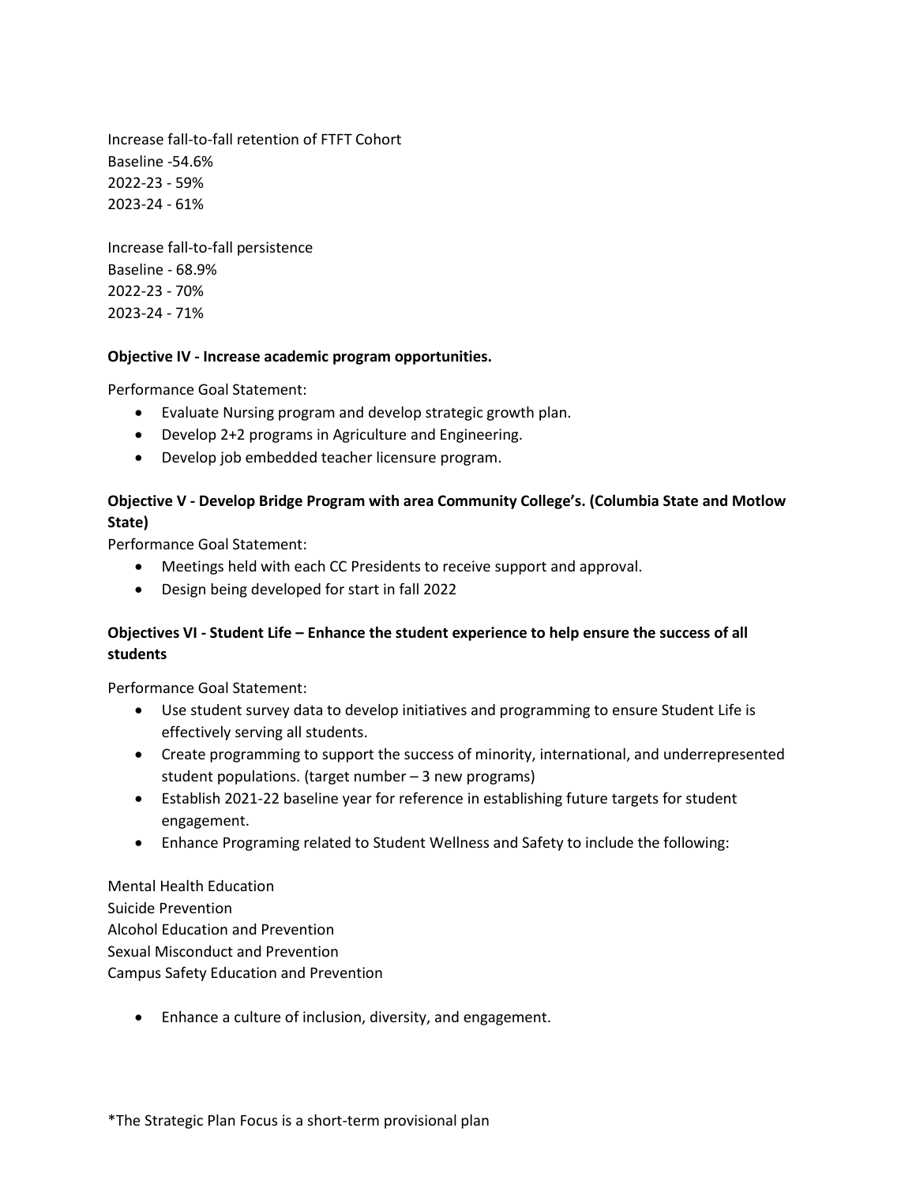Increase fall-to-fall retention of FTFT Cohort
Baseline -54.6%
2022-23 - 59%
2023-24 - 61%

Increase fall-to-fall persistence
Baseline - 68.9%
2022-23 - 70%
2023-24 - 71%

**Objective IV - Increase academic program opportunities.**

Performance Goal Statement:

- Evaluate Nursing program and develop strategic growth plan.
- Develop 2+2 programs in Agriculture and Engineering.
- Develop job embedded teacher licensure program.

**Objective V - Develop Bridge Program with area Community College's. (Columbia State and Motlow State)**

Performance Goal Statement:

- Meetings held with each CC Presidents to receive support and approval.
- Design being developed for start in fall 2022

**Objectives VI - Student Life – Enhance the student experience to help ensure the success of all students**

Performance Goal Statement:

- Use student survey data to develop initiatives and programming to ensure Student Life is effectively serving all students.
- Create programming to support the success of minority, international, and underrepresented student populations. (target number – 3 new programs)
- Establish 2021-22 baseline year for reference in establishing future targets for student engagement.
- Enhance Programing related to Student Wellness and Safety to include the following:

Mental Health Education
Suicide Prevention
Alcohol Education and Prevention
Sexual Misconduct and Prevention
Campus Safety Education and Prevention

- Enhance a culture of inclusion, diversity, and engagement.

*The Strategic Plan Focus is a short-term provisional plan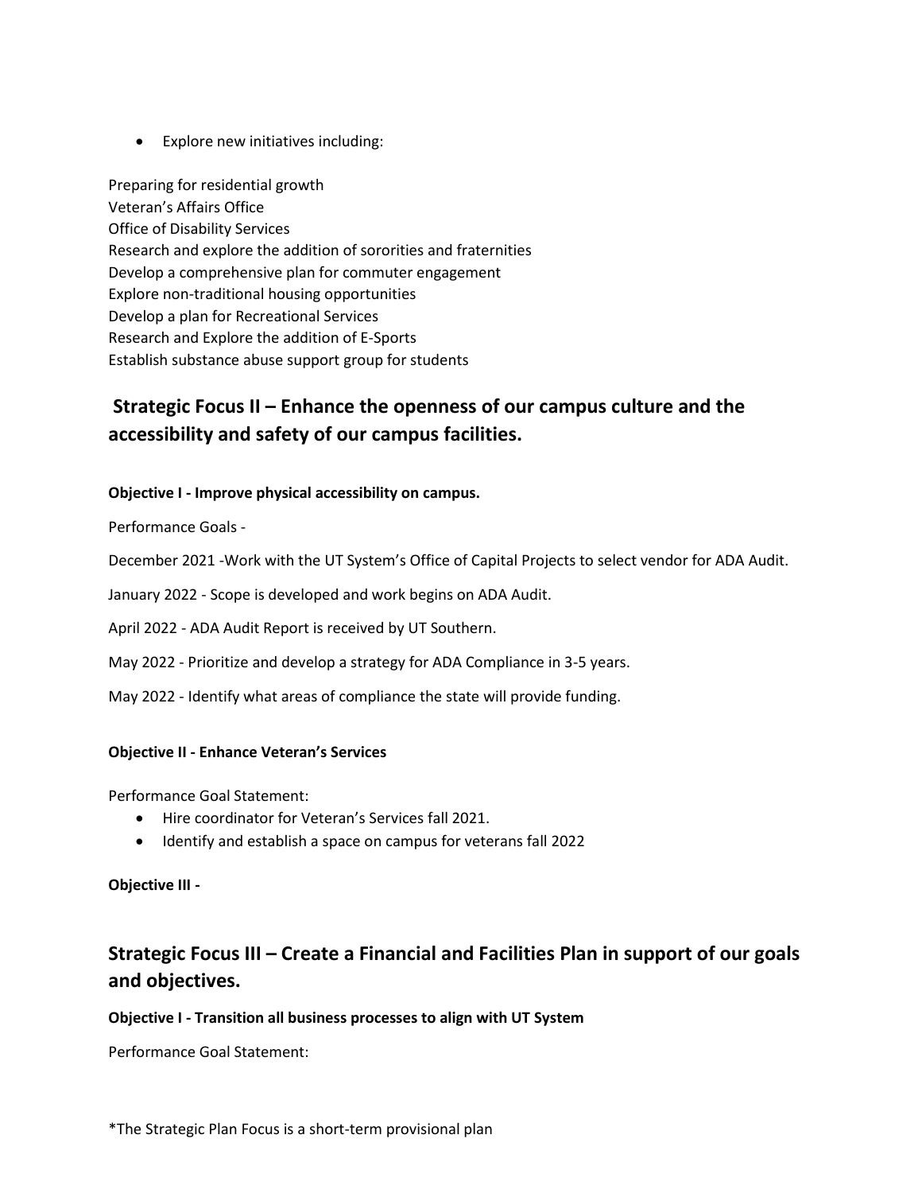- Explore new initiatives including:

Preparing for residential growth
Veteran's Affairs Office
Office of Disability Services
Research and explore the addition of sororities and fraternities
Develop a comprehensive plan for commuter engagement
Explore non-traditional housing opportunities
Develop a plan for Recreational Services
Research and Explore the addition of E-Sports
Establish substance abuse support group for students

## Strategic Focus II – Enhance the openness of our campus culture and the accessibility and safety of our campus facilities.

**Objective I - Improve physical accessibility on campus.**

Performance Goals -

December 2021 -Work with the UT System's Office of Capital Projects to select vendor for ADA Audit.

January 2022 - Scope is developed and work begins on ADA Audit.

April 2022 - ADA Audit Report is received by UT Southern.

May 2022 - Prioritize and develop a strategy for ADA Compliance in 3-5 years.

May 2022 - Identify what areas of compliance the state will provide funding.

**Objective II - Enhance Veteran's Services**

Performance Goal Statement:

- Hire coordinator for Veteran's Services fall 2021.
- Identify and establish a space on campus for veterans fall 2022

**Objective III -**

## Strategic Focus III – Create a Financial and Facilities Plan in support of our goals and objectives.

**Objective I - Transition all business processes to align with UT System**

Performance Goal Statement:

*The Strategic Plan Focus is a short-term provisional plan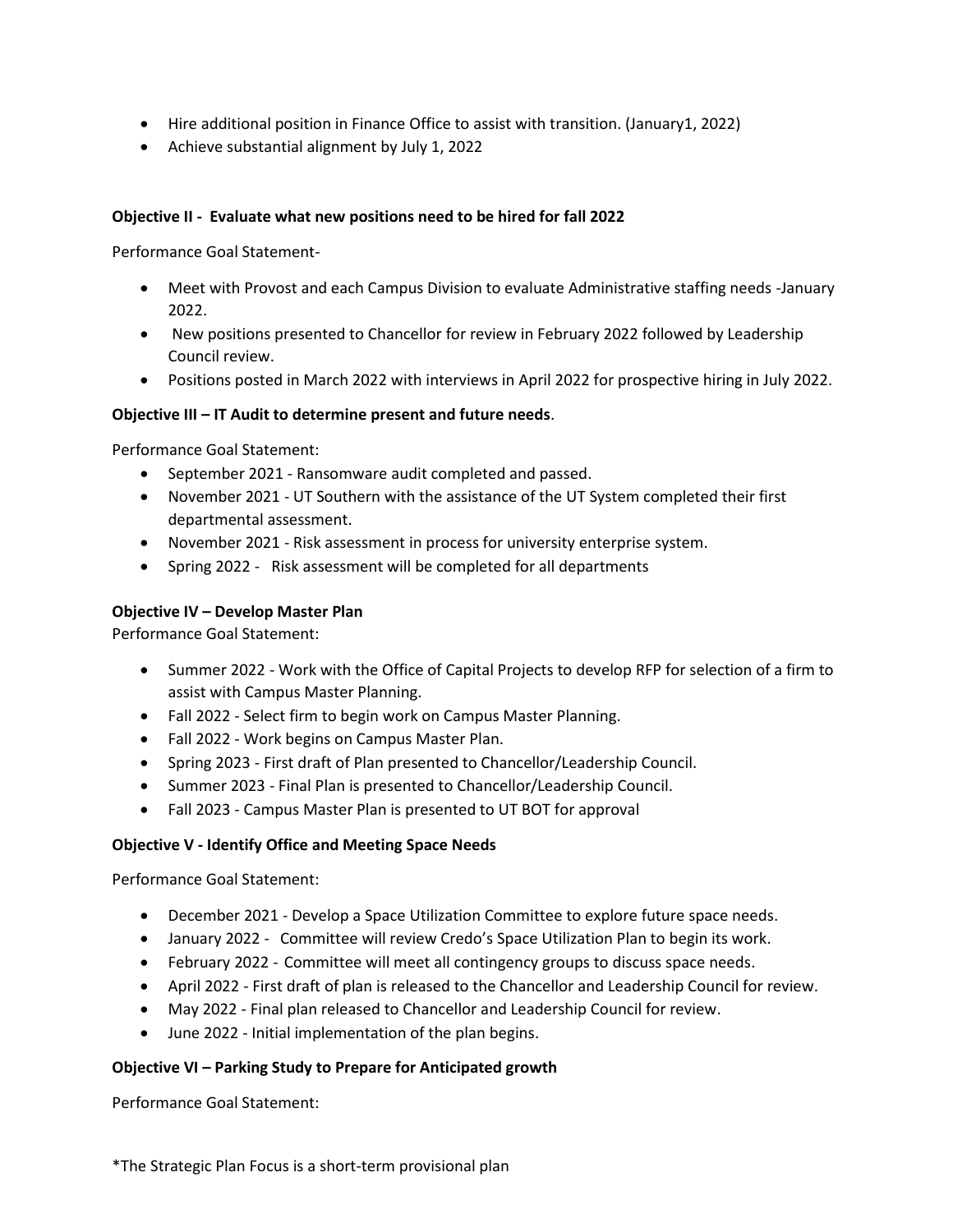- Hire additional position in Finance Office to assist with transition. (January1, 2022)
- Achieve substantial alignment by July 1, 2022

**Objective II - Evaluate what new positions need to be hired for fall 2022**

Performance Goal Statement-

- Meet with Provost and each Campus Division to evaluate Administrative staffing needs -January 2022.
- New positions presented to Chancellor for review in February 2022 followed by Leadership Council review.
- Positions posted in March 2022 with interviews in April 2022 for prospective hiring in July 2022.

**Objective III – IT Audit to determine present and future needs**.

Performance Goal Statement:

- September 2021 - Ransomware audit completed and passed.
- November 2021 - UT Southern with the assistance of the UT System completed their first departmental assessment.
- November 2021 - Risk assessment in process for university enterprise system.
- Spring 2022 - Risk assessment will be completed for all departments

**Objective IV – Develop Master Plan**

Performance Goal Statement:

- Summer 2022 - Work with the Office of Capital Projects to develop RFP for selection of a firm to assist with Campus Master Planning.
- Fall 2022 - Select firm to begin work on Campus Master Planning.
- Fall 2022 - Work begins on Campus Master Plan.
- Spring 2023 - First draft of Plan presented to Chancellor/Leadership Council.
- Summer 2023 - Final Plan is presented to Chancellor/Leadership Council.
- Fall 2023 - Campus Master Plan is presented to UT BOT for approval

**Objective V - Identify Office and Meeting Space Needs**

Performance Goal Statement:

- December 2021 - Develop a Space Utilization Committee to explore future space needs.
- January 2022 - Committee will review Credo's Space Utilization Plan to begin its work.
- February 2022 - Committee will meet all contingency groups to discuss space needs.
- April 2022 - First draft of plan is released to the Chancellor and Leadership Council for review.
- May 2022 - Final plan released to Chancellor and Leadership Council for review.
- June 2022 - Initial implementation of the plan begins.

**Objective VI – Parking Study to Prepare for Anticipated growth**

Performance Goal Statement:

*The Strategic Plan Focus is a short-term provisional plan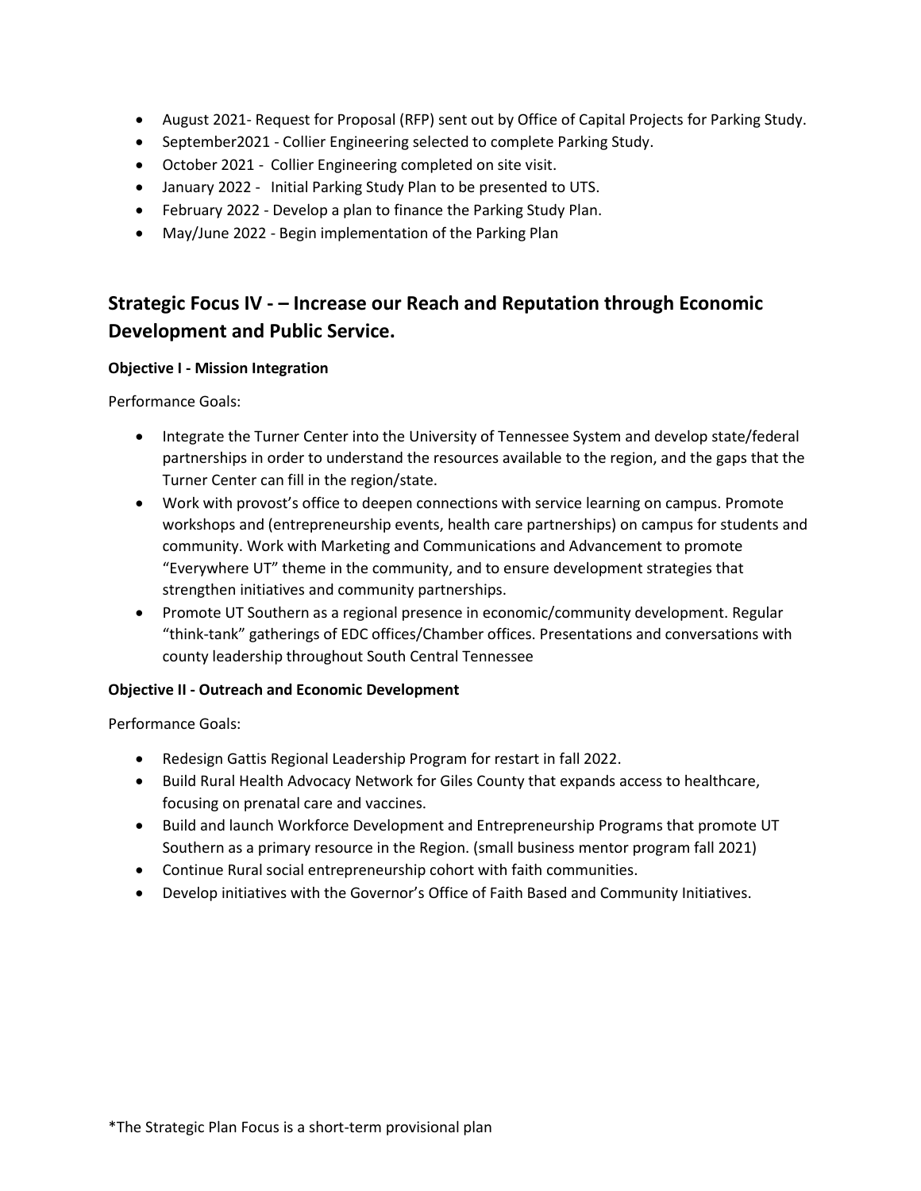- August 2021- Request for Proposal (RFP) sent out by Office of Capital Projects for Parking Study.
- September2021 - Collier Engineering selected to complete Parking Study.
- October 2021 - Collier Engineering completed on site visit.
- January 2022 - Initial Parking Study Plan to be presented to UTS.
- February 2022 - Develop a plan to finance the Parking Study Plan.
- May/June 2022 - Begin implementation of the Parking Plan

## Strategic Focus IV - – Increase our Reach and Reputation through Economic Development and Public Service.

**Objective I - Mission Integration**

Performance Goals:

- Integrate the Turner Center into the University of Tennessee System and develop state/federal partnerships in order to understand the resources available to the region, and the gaps that the Turner Center can fill in the region/state.
- Work with provost's office to deepen connections with service learning on campus. Promote workshops and (entrepreneurship events, health care partnerships) on campus for students and community. Work with Marketing and Communications and Advancement to promote "Everywhere UT" theme in the community, and to ensure development strategies that strengthen initiatives and community partnerships.
- Promote UT Southern as a regional presence in economic/community development. Regular "think-tank" gatherings of EDC offices/Chamber offices. Presentations and conversations with county leadership throughout South Central Tennessee

**Objective II - Outreach and Economic Development**

Performance Goals:

- Redesign Gattis Regional Leadership Program for restart in fall 2022.
- Build Rural Health Advocacy Network for Giles County that expands access to healthcare, focusing on prenatal care and vaccines.
- Build and launch Workforce Development and Entrepreneurship Programs that promote UT Southern as a primary resource in the Region. (small business mentor program fall 2021)
- Continue Rural social entrepreneurship cohort with faith communities.
- Develop initiatives with the Governor's Office of Faith Based and Community Initiatives.

*The Strategic Plan Focus is a short-term provisional plan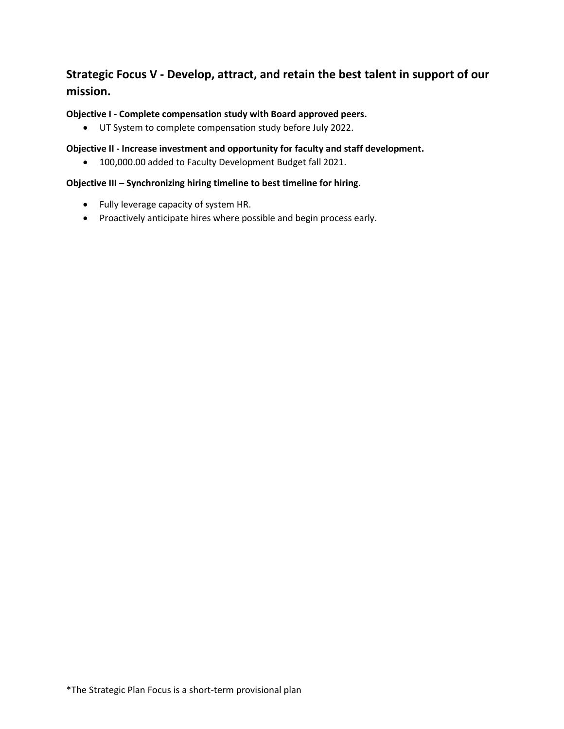## Strategic Focus V - Develop, attract, and retain the best talent in support of our mission.

**Objective I - Complete compensation study with Board approved peers.**

- UT System to complete compensation study before July 2022.

**Objective II - Increase investment and opportunity for faculty and staff development.**

- 100,000.00 added to Faculty Development Budget fall 2021.

**Objective III – Synchronizing hiring timeline to best timeline for hiring.**

- Fully leverage capacity of system HR.
- Proactively anticipate hires where possible and begin process early.

*The Strategic Plan Focus is a short-term provisional plan